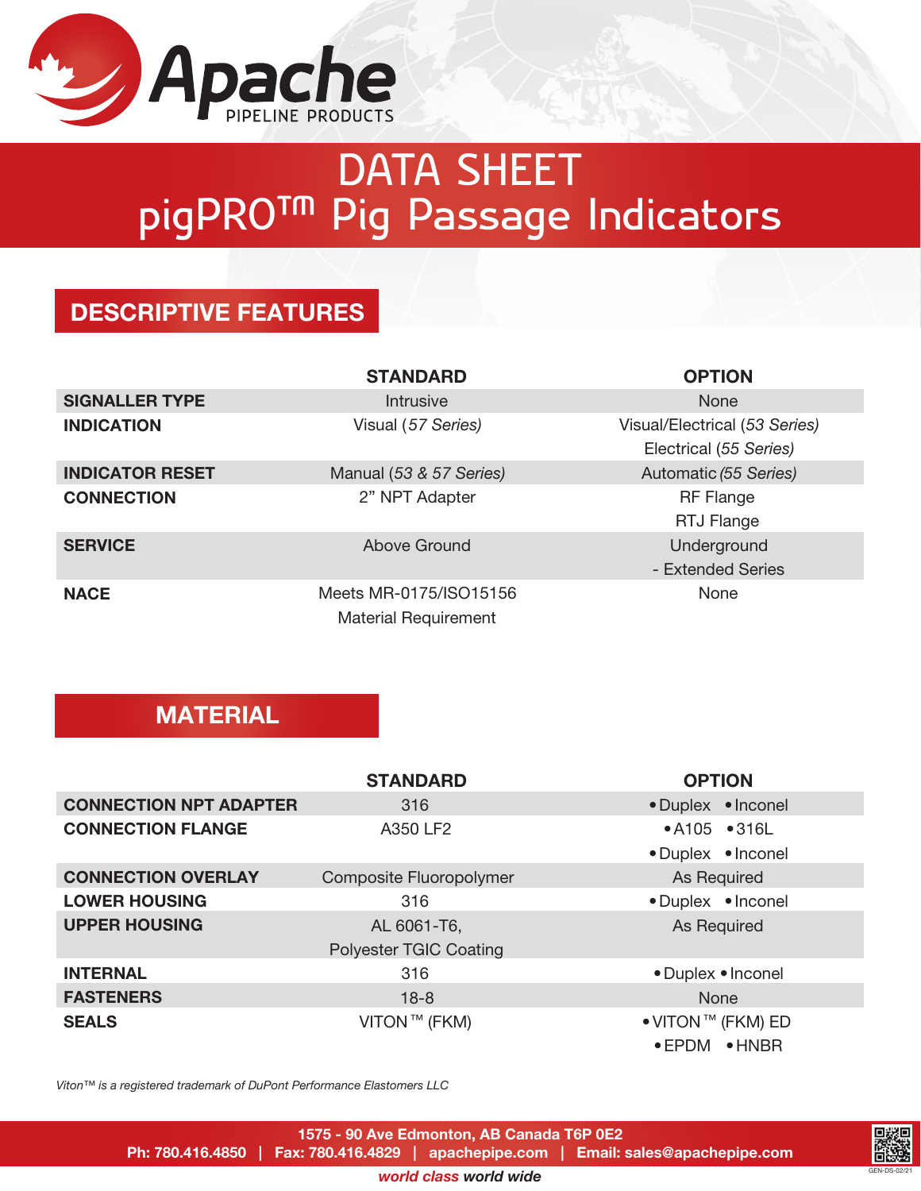Apache
PIPELINE PRODUCTS

# DATA SHEET
# pigPRO™ Pig Passage Indicators

## DESCRIPTIVE FEATURES

| | STANDARD | OPTION |
|---|---|---|
| **SIGNALLER TYPE** | Intrusive | None |
| **INDICATION** | Visual (*57 Series*) | Visual/Electrical (*53 Series*)<br>Electrical (*55 Series*) |
| **INDICATOR RESET** | Manual (*53 & 57 Series*) | Automatic (*55 Series*) |
| **CONNECTION** | 2" NPT Adapter | RF Flange<br>RTJ Flange |
| **SERVICE** | Above Ground | Underground<br>- Extended Series |
| **NACE** | Meets MR-0175/ISO15156<br>Material Requirement | None |

## MATERIAL

| | STANDARD | OPTION |
|---|---|---|
| **CONNECTION NPT ADAPTER** | 316 | • Duplex • Inconel |
| **CONNECTION FLANGE** | A350 LF2 | • A105 • 316L<br>• Duplex • Inconel |
| **CONNECTION OVERLAY** | Composite Fluoropolymer | As Required |
| **LOWER HOUSING** | 316 | • Duplex • Inconel |
| **UPPER HOUSING** | AL 6061-T6,<br>Polyester TGIC Coating | As Required |
| **INTERNAL** | 316 | • Duplex • Inconel |
| **FASTENERS** | 18-8 | None |
| **SEALS** | VITON™ (FKM) | • VITON™ (FKM) ED<br>• EPDM • HNBR |

*Viton™ is a registered trademark of DuPont Performance Elastomers LLC*

**1575 - 90 Ave Edmonton, AB Canada T6P 0E2**
**Ph: 780.416.4850 | Fax: 780.416.4829 | apachepipe.com | Email: sales@apachepipe.com**

***world class world wide***

GEN-DS-02/21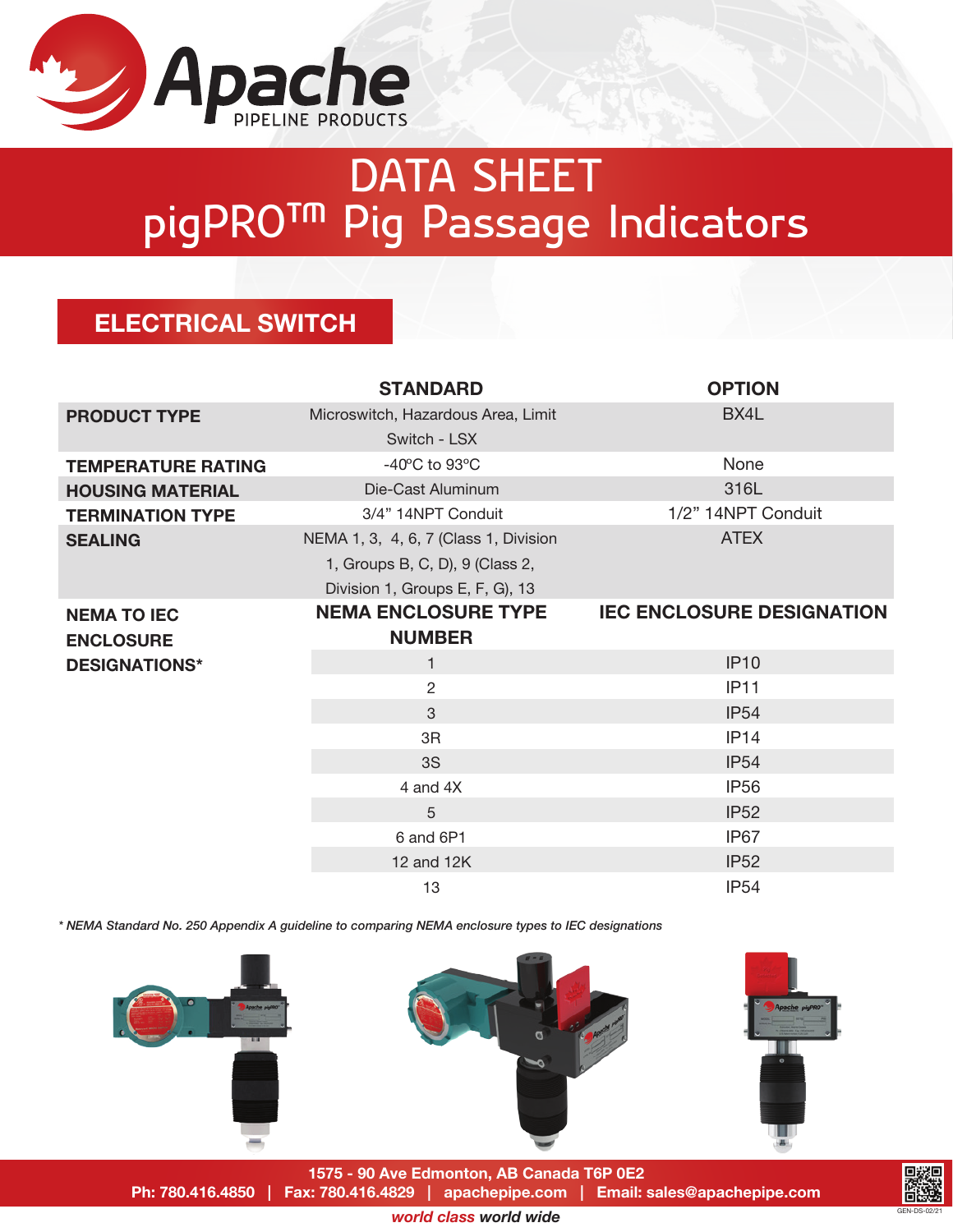# DATA SHEET
# pigPRO™ Pig Passage Indicators

## ELECTRICAL SWITCH

| | STANDARD | OPTION |
|---|---|---|
| **PRODUCT TYPE** | Microswitch, Hazardous Area, Limit Switch - LSX | BX4L |
| **TEMPERATURE RATING** | -40ºC to 93ºC | None |
| **HOUSING MATERIAL** | Die-Cast Aluminum | 316L |
| **TERMINATION TYPE** | 3/4” 14NPT Conduit | 1/2” 14NPT Conduit |
| **SEALING** | NEMA 1, 3, 4, 6, 7 (Class 1, Division 1, Groups B, C, D), 9 (Class 2, Division 1, Groups E, F, G), 13 | ATEX |
| **NEMA TO IEC ENCLOSURE DESIGNATIONS*** | **NEMA ENCLOSURE TYPE NUMBER** | **IEC ENCLOSURE DESIGNATION** |
| | 1 | IP10 |
| | 2 | IP11 |
| | 3 | IP54 |
| | 3R | IP14 |
| | 3S | IP54 |
| | 4 and 4X | IP56 |
| | 5 | IP52 |
| | 6 and 6P1 | IP67 |
| | 12 and 12K | IP52 |
| | 13 | IP54 |

*\* NEMA Standard No. 250 Appendix A guideline to comparing NEMA enclosure types to IEC designations*

**1575 - 90 Ave Edmonton, AB Canada T6P 0E2**
**Ph: 780.416.4850 | Fax: 780.416.4829 | apachepipe.com | Email: sales@apachepipe.com**

*world class world wide*